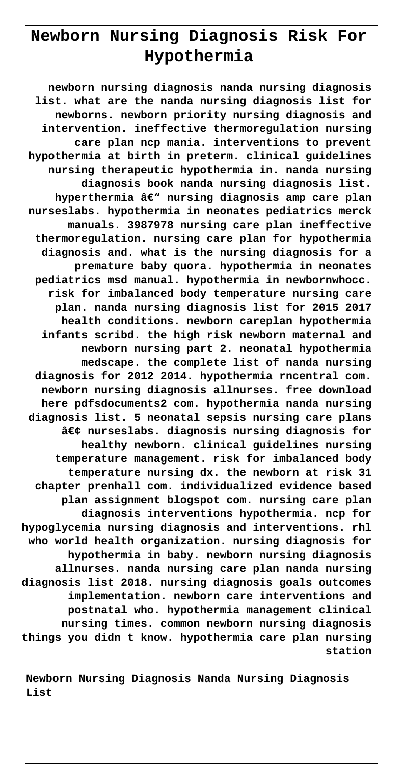# Newborn Nursing Diagnosis Risk For Hypothermia

**newborn nursing diagnosis nanda nursing diagnosis list. what are the nanda nursing diagnosis list for newborns. newborn priority nursing diagnosis and intervention. ineffective thermoregulation nursing care plan ncp mania. interventions to prevent hypothermia at birth in preterm. clinical guidelines nursing therapeutic hypothermia in. nanda nursing diagnosis book nanda nursing diagnosis list. hyperthermia â€" nursing diagnosis amp care plan nurseslabs. hypothermia in neonates pediatrics merck manuals. 3987978 nursing care plan ineffective thermoregulation. nursing care plan for hypothermia diagnosis and. what is the nursing diagnosis for a premature baby quora. hypothermia in neonates pediatrics msd manual. hypothermia in newbornwhocc. risk for imbalanced body temperature nursing care plan. nanda nursing diagnosis list for 2015 2017 health conditions. newborn careplan hypothermia infants scribd. the high risk newborn maternal and newborn nursing part 2. neonatal hypothermia medscape. the complete list of nanda nursing diagnosis for 2012 2014. hypothermia rncentral com. newborn nursing diagnosis allnurses. free download here pdfsdocuments2 com. hypothermia nanda nursing diagnosis list. 5 neonatal sepsis nursing care plans â€¢ nurseslabs. diagnosis nursing diagnosis for healthy newborn. clinical guidelines nursing temperature management. risk for imbalanced body temperature nursing dx. the newborn at risk 31 chapter prenhall com. individualized evidence based plan assignment blogspot com. nursing care plan diagnosis interventions hypothermia. ncp for hypoglycemia nursing diagnosis and interventions. rhl who world health organization. nursing diagnosis for hypothermia in baby. newborn nursing diagnosis allnurses. nanda nursing care plan nanda nursing diagnosis list 2018. nursing diagnosis goals outcomes implementation. newborn care interventions and postnatal who. hypothermia management clinical nursing times. common newborn nursing diagnosis things you didn t know. hypothermia care plan nursing station**

**Newborn Nursing Diagnosis Nanda Nursing Diagnosis List**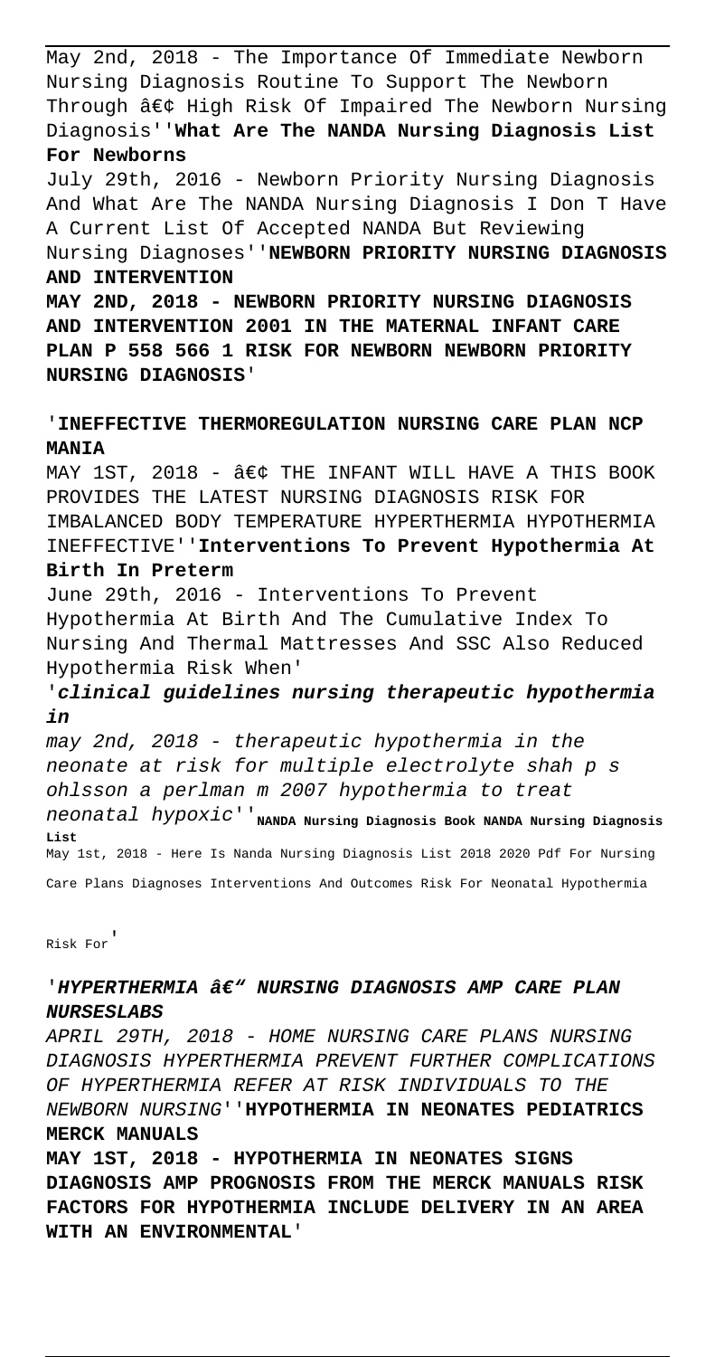May 2nd, 2018 - The Importance Of Immediate Newborn Nursing Diagnosis Routine To Support The Newborn Through â€¢ High Risk Of Impaired The Newborn Nursing Diagnosis''**What Are The NANDA Nursing Diagnosis List For Newborns**

July 29th, 2016 - Newborn Priority Nursing Diagnosis And What Are The NANDA Nursing Diagnosis I Don T Have A Current List Of Accepted NANDA But Reviewing Nursing Diagnoses''**NEWBORN PRIORITY NURSING DIAGNOSIS AND INTERVENTION**

**MAY 2ND, 2018 - NEWBORN PRIORITY NURSING DIAGNOSIS AND INTERVENTION 2001 IN THE MATERNAL INFANT CARE PLAN P 558 566 1 RISK FOR NEWBORN NEWBORN PRIORITY NURSING DIAGNOSIS**'

'**INEFFECTIVE THERMOREGULATION NURSING CARE PLAN NCP MANIA**

MAY 1ST, 2018 - â€¢ THE INFANT WILL HAVE A THIS BOOK PROVIDES THE LATEST NURSING DIAGNOSIS RISK FOR IMBALANCED BODY TEMPERATURE HYPERTHERMIA HYPOTHERMIA INEFFECTIVE''**Interventions To Prevent Hypothermia At Birth In Preterm**

June 29th, 2016 - Interventions To Prevent Hypothermia At Birth And The Cumulative Index To Nursing And Thermal Mattresses And SSC Also Reduced Hypothermia Risk When'

'***clinical guidelines nursing therapeutic hypothermia in***

*may 2nd, 2018 - therapeutic hypothermia in the neonate at risk for multiple electrolyte shah p s ohlsson a perlman m 2007 hypothermia to treat neonatal hypoxic*''**NANDA Nursing Diagnosis Book NANDA Nursing Diagnosis List**

May 1st, 2018 - Here Is Nanda Nursing Diagnosis List 2018 2020 Pdf For Nursing Care Plans Diagnoses Interventions And Outcomes Risk For Neonatal Hypothermia Risk For'

'***HYPERTHERMIA â€" NURSING DIAGNOSIS AMP CARE PLAN NURSESLABS***

*APRIL 29TH, 2018 - HOME NURSING CARE PLANS NURSING DIAGNOSIS HYPERTHERMIA PREVENT FURTHER COMPLICATIONS OF HYPERTHERMIA REFER AT RISK INDIVIDUALS TO THE NEWBORN NURSING*''**HYPOTHERMIA IN NEONATES PEDIATRICS MERCK MANUALS**

**MAY 1ST, 2018 - HYPOTHERMIA IN NEONATES SIGNS DIAGNOSIS AMP PROGNOSIS FROM THE MERCK MANUALS RISK FACTORS FOR HYPOTHERMIA INCLUDE DELIVERY IN AN AREA WITH AN ENVIRONMENTAL**'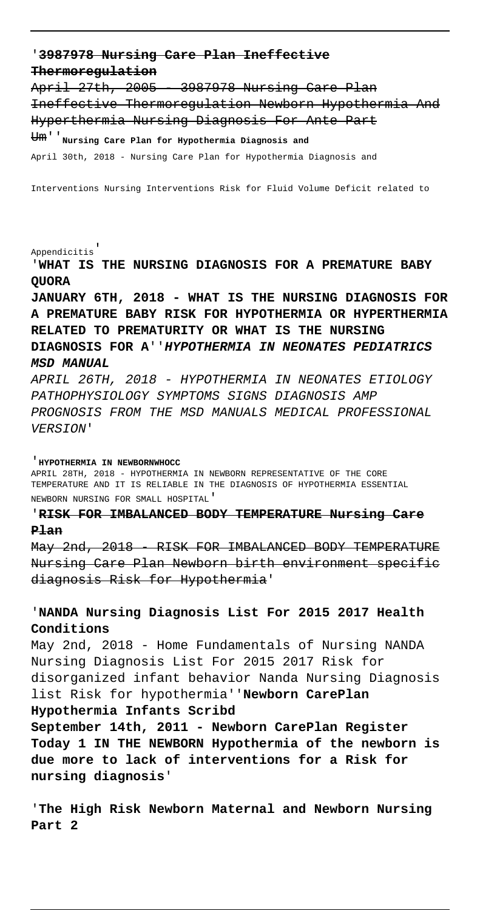'~~**3987978 Nursing Care Plan Ineffective Thermoregulation**~~

~~April 27th, 2005 - 3987978 Nursing Care Plan Ineffective Thermoregulation Newborn Hypothermia And Hyperthermia Nursing Diagnosis For Ante Part Um~~'' **Nursing Care Plan for Hypothermia Diagnosis and**

April 30th, 2018 - Nursing Care Plan for Hypothermia Diagnosis and Interventions Nursing Interventions Risk for Fluid Volume Deficit related to Appendicitis'

'**WHAT IS THE NURSING DIAGNOSIS FOR A PREMATURE BABY QUORA**

**JANUARY 6TH, 2018 - WHAT IS THE NURSING DIAGNOSIS FOR A PREMATURE BABY RISK FOR HYPOTHERMIA OR HYPERTHERMIA RELATED TO PREMATURITY OR WHAT IS THE NURSING DIAGNOSIS FOR A**''***HYPOTHERMIA IN NEONATES PEDIATRICS MSD MANUAL***

*APRIL 26TH, 2018 - HYPOTHERMIA IN NEONATES ETIOLOGY PATHOPHYSIOLOGY SYMPTOMS SIGNS DIAGNOSIS AMP PROGNOSIS FROM THE MSD MANUALS MEDICAL PROFESSIONAL VERSION*'

'**HYPOTHERMIA IN NEWBORNWHOCC**

APRIL 28TH, 2018 - HYPOTHERMIA IN NEWBORN REPRESENTATIVE OF THE CORE TEMPERATURE AND IT IS RELIABLE IN THE DIAGNOSIS OF HYPOTHERMIA ESSENTIAL NEWBORN NURSING FOR SMALL HOSPITAL'

'~~**RISK FOR IMBALANCED BODY TEMPERATURE Nursing Care Plan**~~

~~May 2nd, 2018 - RISK FOR IMBALANCED BODY TEMPERATURE Nursing Care Plan Newborn birth environment specific diagnosis Risk for Hypothermia~~'

'**NANDA Nursing Diagnosis List For 2015 2017 Health Conditions**

May 2nd, 2018 - Home Fundamentals of Nursing NANDA Nursing Diagnosis List For 2015 2017 Risk for disorganized infant behavior Nanda Nursing Diagnosis list Risk for hypothermia''**Newborn CarePlan Hypothermia Infants Scribd**

**September 14th, 2011 - Newborn CarePlan Register Today 1 IN THE NEWBORN Hypothermia of the newborn is due more to lack of interventions for a Risk for nursing diagnosis**'

'**The High Risk Newborn Maternal and Newborn Nursing Part 2**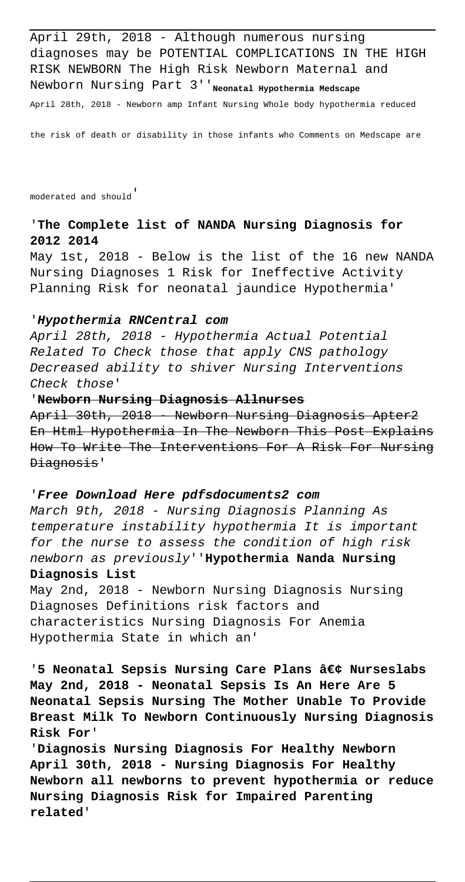April 29th, 2018 - Although numerous nursing diagnoses may be POTENTIAL COMPLICATIONS IN THE HIGH RISK NEWBORN The High Risk Newborn Maternal and Newborn Nursing Part 3''**Neonatal Hypothermia Medscape**

April 28th, 2018 - Newborn amp Infant Nursing Whole body hypothermia reduced the risk of death or disability in those infants who Comments on Medscape are moderated and should'

'**The Complete list of NANDA Nursing Diagnosis for 2012 2014**

May 1st, 2018 - Below is the list of the 16 new NANDA Nursing Diagnoses 1 Risk for Ineffective Activity Planning Risk for neonatal jaundice Hypothermia'

'***Hypothermia RNCentral com***

*April 28th, 2018 - Hypothermia Actual Potential Related To Check those that apply CNS pathology Decreased ability to shiver Nursing Interventions Check those*'

'~~**Newborn Nursing Diagnosis Allnurses**~~

~~April 30th, 2018 - Newborn Nursing Diagnosis Apter2 En Html Hypothermia In The Newborn This Post Explains How To Write The Interventions For A Risk For Nursing Diagnosis~~'

'***Free Download Here pdfsdocuments2 com***

*March 9th, 2018 - Nursing Diagnosis Planning As temperature instability hypothermia It is important for the nurse to assess the condition of high risk newborn as previously*''**Hypothermia Nanda Nursing Diagnosis List**

May 2nd, 2018 - Newborn Nursing Diagnosis Nursing Diagnoses Definitions risk factors and characteristics Nursing Diagnosis For Anemia Hypothermia State in which an'

'**5 Neonatal Sepsis Nursing Care Plans â€¢ Nurseslabs May 2nd, 2018 - Neonatal Sepsis Is An Here Are 5 Neonatal Sepsis Nursing The Mother Unable To Provide Breast Milk To Newborn Continuously Nursing Diagnosis Risk For**'

'**Diagnosis Nursing Diagnosis For Healthy Newborn April 30th, 2018 - Nursing Diagnosis For Healthy Newborn all newborns to prevent hypothermia or reduce Nursing Diagnosis Risk for Impaired Parenting related**'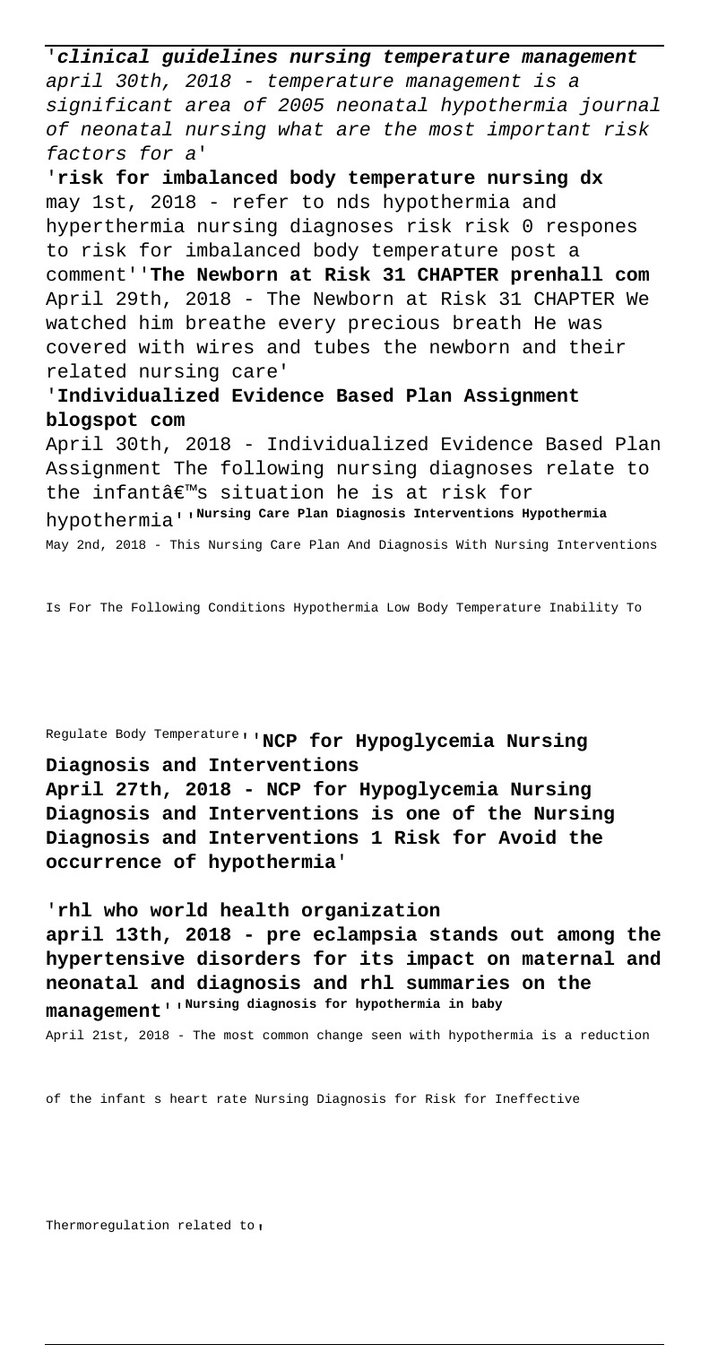'***clinical guidelines nursing temperature management***
*april 30th, 2018 - temperature management is a significant area of 2005 neonatal hypothermia journal of neonatal nursing what are the most important risk factors for a*'

'**risk for imbalanced body temperature nursing dx**
may 1st, 2018 - refer to nds hypothermia and hyperthermia nursing diagnoses risk risk 0 respones to risk for imbalanced body temperature post a comment''**The Newborn at Risk 31 CHAPTER prenhall com**
April 29th, 2018 - The Newborn at Risk 31 CHAPTER We watched him breathe every precious breath He was covered with wires and tubes the newborn and their related nursing care'

'**Individualized Evidence Based Plan Assignment blogspot com**
April 30th, 2018 - Individualized Evidence Based Plan Assignment The following nursing diagnoses relate to the infantâ€™s situation he is at risk for hypothermia''**Nursing Care Plan Diagnosis Interventions Hypothermia**
May 2nd, 2018 - This Nursing Care Plan And Diagnosis With Nursing Interventions Is For The Following Conditions Hypothermia Low Body Temperature Inability To Regulate Body Temperature''**NCP for Hypoglycemia Nursing Diagnosis and Interventions**
**April 27th, 2018 - NCP for Hypoglycemia Nursing Diagnosis and Interventions is one of the Nursing Diagnosis and Interventions 1 Risk for Avoid the occurrence of hypothermia**'

'**rhl who world health organization**
**april 13th, 2018 - pre eclampsia stands out among the hypertensive disorders for its impact on maternal and neonatal and diagnosis and rhl summaries on the management**''**Nursing diagnosis for hypothermia in baby**
April 21st, 2018 - The most common change seen with hypothermia is a reduction of the infant s heart rate Nursing Diagnosis for Risk for Ineffective Thermoregulation related to,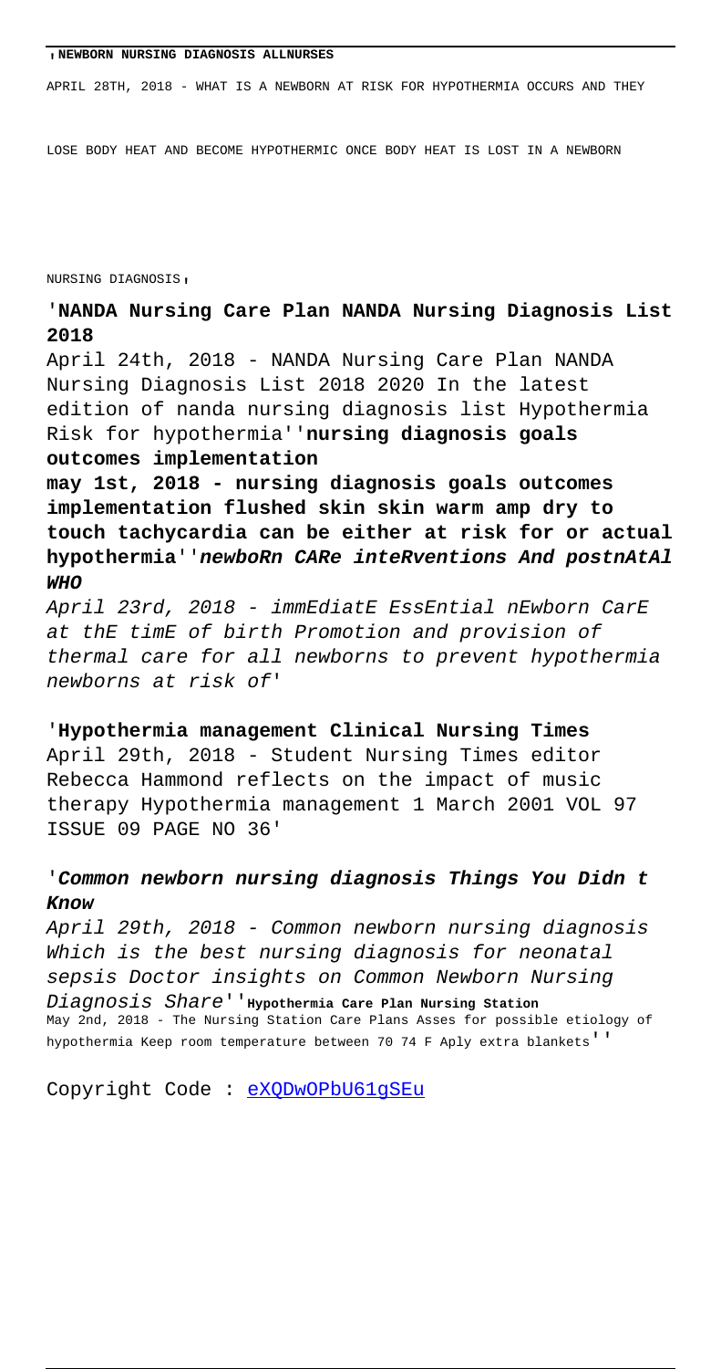'**NEWBORN NURSING DIAGNOSIS ALLNURSES**

APRIL 28TH, 2018 - WHAT IS A NEWBORN AT RISK FOR HYPOTHERMIA OCCURS AND THEY

LOSE BODY HEAT AND BECOME HYPOTHERMIC ONCE BODY HEAT IS LOST IN A NEWBORN

NURSING DIAGNOSIS'

'**NANDA Nursing Care Plan NANDA Nursing Diagnosis List 2018**

April 24th, 2018 - NANDA Nursing Care Plan NANDA Nursing Diagnosis List 2018 2020 In the latest edition of nanda nursing diagnosis list Hypothermia Risk for hypothermia''**nursing diagnosis goals outcomes implementation**

**may 1st, 2018 - nursing diagnosis goals outcomes implementation flushed skin skin warm amp dry to touch tachycardia can be either at risk for or actual hypothermia**''***newboRn CARe inteRventions And postnAtAl WHO***

*April 23rd, 2018 - immEdiatE EssEntial nEwborn CarE at thE timE of birth Promotion and provision of thermal care for all newborns to prevent hypothermia newborns at risk of*'

'**Hypothermia management Clinical Nursing Times**

April 29th, 2018 - Student Nursing Times editor Rebecca Hammond reflects on the impact of music therapy Hypothermia management 1 March 2001 VOL 97 ISSUE 09 PAGE NO 36'

'***Common newborn nursing diagnosis Things You Didn t Know***

*April 29th, 2018 - Common newborn nursing diagnosis Which is the best nursing diagnosis for neonatal sepsis Doctor insights on Common Newborn Nursing Diagnosis Share*''**Hypothermia Care Plan Nursing Station**

May 2nd, 2018 - The Nursing Station Care Plans Asses for possible etiology of hypothermia Keep room temperature between 70 74 F Aply extra blankets''

Copyright Code : eXQDwOPbU61gSEu